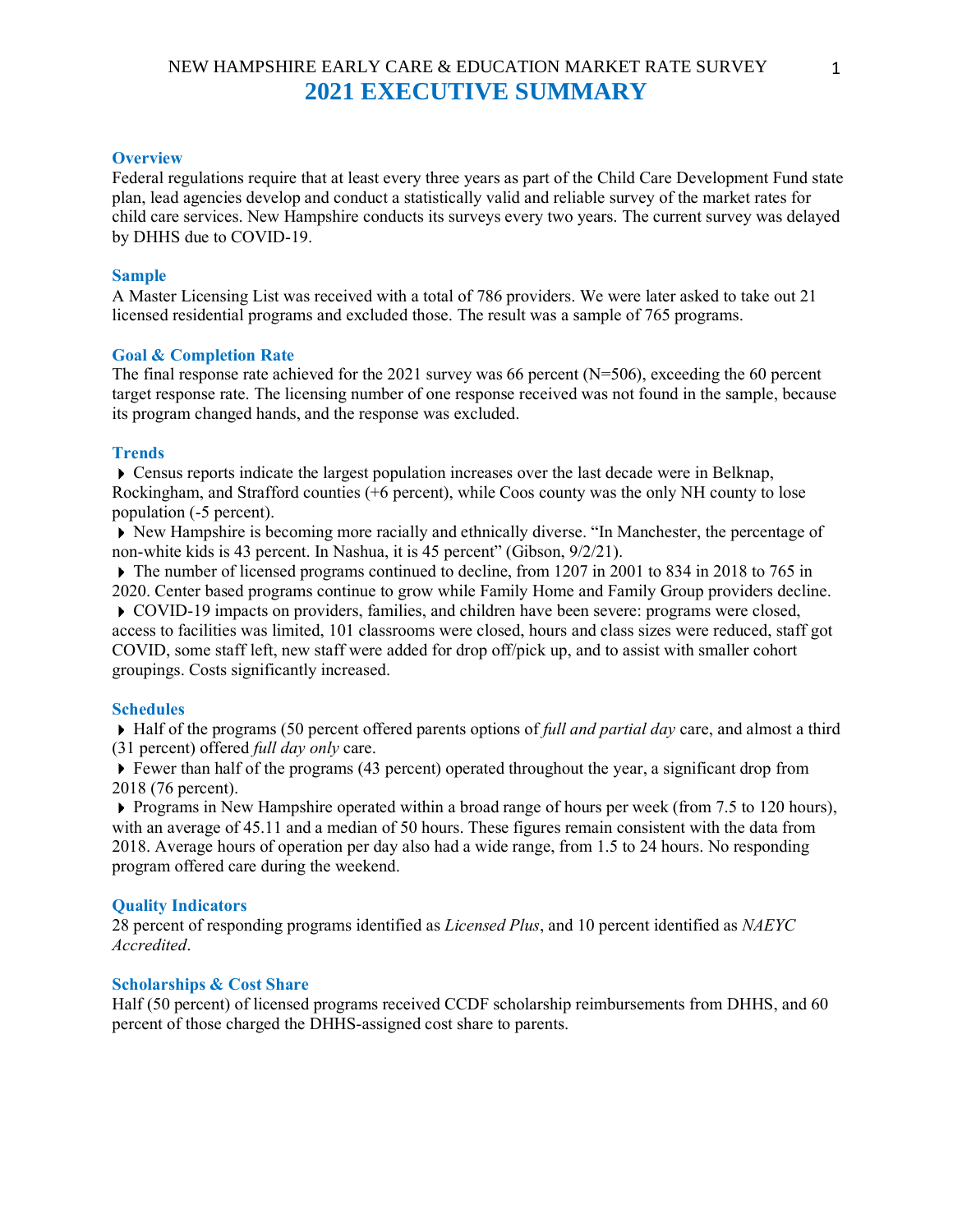NEW HAMPSHIRE EARLY CARE & EDUCATION MARKET RATE SURVEY

# 2021 EXECUTIVE SUMMARY

## Overview

Federal regulations require that at least every three years as part of the Child Care Development Fund state plan, lead agencies develop and conduct a statistically valid and reliable survey of the market rates for child care services. New Hampshire conducts its surveys every two years. The current survey was delayed by DHHS due to COVID-19.

## Sample

A Master Licensing List was received with a total of 786 providers. We were later asked to take out 21 licensed residential programs and excluded those. The result was a sample of 765 programs.

## Goal & Completion Rate

The final response rate achieved for the 2021 survey was 66 percent (N=506), exceeding the 60 percent target response rate. The licensing number of one response received was not found in the sample, because its program changed hands, and the response was excluded.

## Trends

- Census reports indicate the largest population increases over the last decade were in Belknap, Rockingham, and Strafford counties (+6 percent), while Coos county was the only NH county to lose population (-5 percent).
- New Hampshire is becoming more racially and ethnically diverse. "In Manchester, the percentage of non-white kids is 43 percent. In Nashua, it is 45 percent" (Gibson, 9/2/21).
- The number of licensed programs continued to decline, from 1207 in 2001 to 834 in 2018 to 765 in 2020. Center based programs continue to grow while Family Home and Family Group providers decline.
- COVID-19 impacts on providers, families, and children have been severe: programs were closed, access to facilities was limited, 101 classrooms were closed, hours and class sizes were reduced, staff got COVID, some staff left, new staff were added for drop off/pick up, and to assist with smaller cohort groupings. Costs significantly increased.

## Schedules

- Half of the programs (50 percent offered parents options of *full and partial day* care, and almost a third (31 percent) offered *full day only* care.
- Fewer than half of the programs (43 percent) operated throughout the year, a significant drop from 2018 (76 percent).
- Programs in New Hampshire operated within a broad range of hours per week (from 7.5 to 120 hours), with an average of 45.11 and a median of 50 hours. These figures remain consistent with the data from 2018. Average hours of operation per day also had a wide range, from 1.5 to 24 hours. No responding program offered care during the weekend.

## Quality Indicators

28 percent of responding programs identified as *Licensed Plus*, and 10 percent identified as *NAEYC Accredited*.

## Scholarships & Cost Share

Half (50 percent) of licensed programs received CCDF scholarship reimbursements from DHHS, and 60 percent of those charged the DHHS-assigned cost share to parents.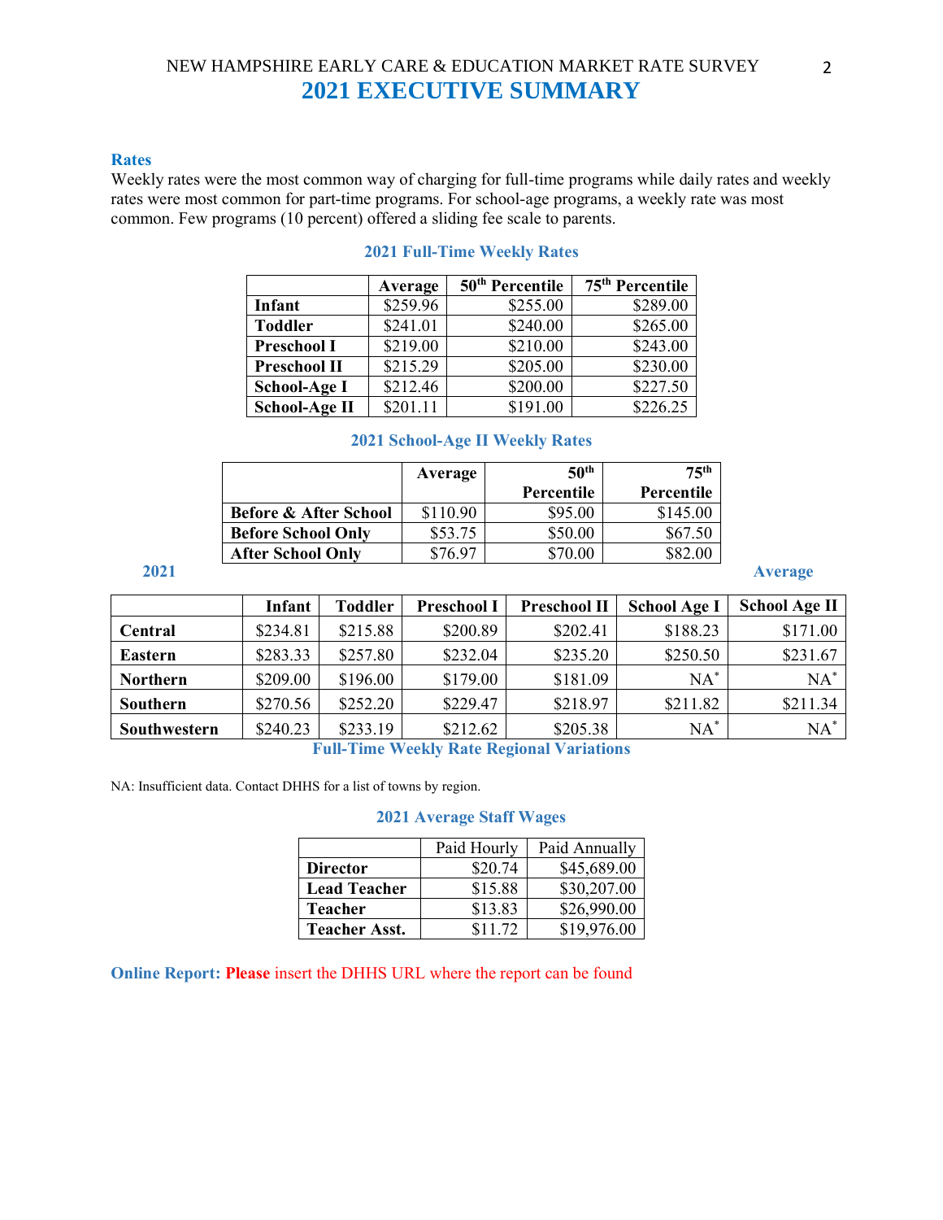NEW HAMPSHIRE EARLY CARE & EDUCATION MARKET RATE SURVEY

# 2021 EXECUTIVE SUMMARY

## Rates

Weekly rates were the most common way of charging for full-time programs while daily rates and weekly rates were most common for part-time programs. For school-age programs, a weekly rate was most common. Few programs (10 percent) offered a sliding fee scale to parents.

### 2021 Full-Time Weekly Rates

| | Average | 50th Percentile | 75th Percentile |
|---|---|---|---|
| **Infant** | $259.96 | $255.00 | $289.00 |
| **Toddler** | $241.01 | $240.00 | $265.00 |
| **Preschool I** | $219.00 | $210.00 | $243.00 |
| **Preschool II** | $215.29 | $205.00 | $230.00 |
| **School-Age I** | $212.46 | $200.00 | $227.50 |
| **School-Age II** | $201.11 | $191.00 | $226.25 |

### 2021 School-Age II Weekly Rates

| | Average | 50th Percentile | 75th Percentile |
|---|---|---|---|
| **Before & After School** | $110.90 | $95.00 | $145.00 |
| **Before School Only** | $53.75 | $50.00 | $67.50 |
| **After School Only** | $76.97 | $70.00 | $82.00 |

### 2021 Average Full-Time Weekly Rate Regional Variations

| | Infant | Toddler | Preschool I | Preschool II | School Age I | School Age II |
|---|---|---|---|---|---|---|
| **Central** | $234.81 | $215.88 | $200.89 | $202.41 | $188.23 | $171.00 |
| **Eastern** | $283.33 | $257.80 | $232.04 | $235.20 | $250.50 | $231.67 |
| **Northern** | $209.00 | $196.00 | $179.00 | $181.09 | NA* | NA* |
| **Southern** | $270.56 | $252.20 | $229.47 | $218.97 | $211.82 | $211.34 |
| **Southwestern** | $240.23 | $233.19 | $212.62 | $205.38 | NA* | NA* |

NA: Insufficient data. Contact DHHS for a list of towns by region.

### 2021 Average Staff Wages

| | Paid Hourly | Paid Annually |
|---|---|---|
| **Director** | $20.74 | $45,689.00 |
| **Lead Teacher** | $15.88 | $30,207.00 |
| **Teacher** | $13.83 | $26,990.00 |
| **Teacher Asst.** | $11.72 | $19,976.00 |

**Online Report:** **Please** insert the DHHS URL where the report can be found